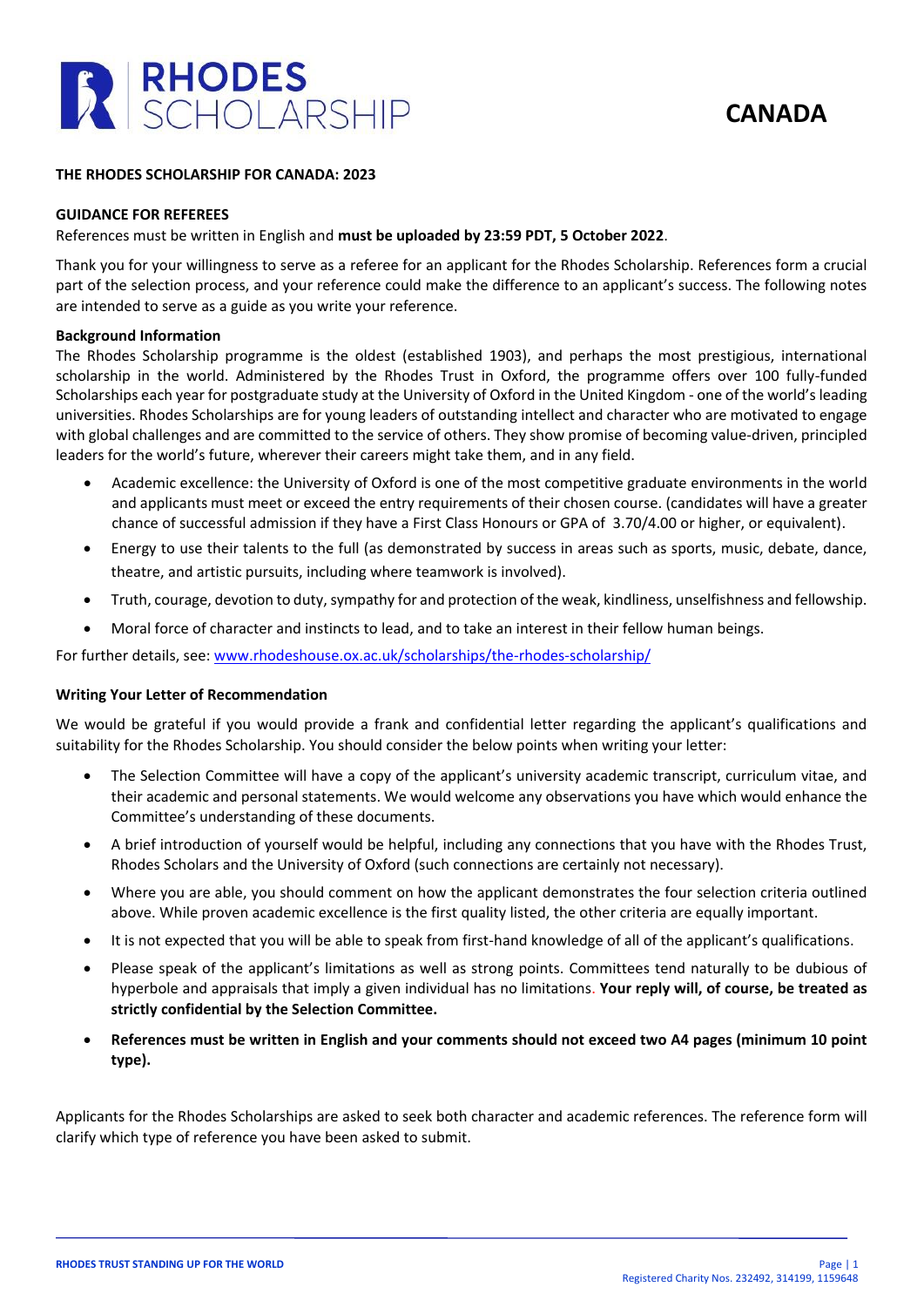# RHODES SCHOLARSHIP

# CANADA

**THE RHODES SCHOLARSHIP FOR CANADA: 2023**

**GUIDANCE FOR REFEREES**

References must be written in English and **must be uploaded by 23:59 PDT, 5 October 2022**.

Thank you for your willingness to serve as a referee for an applicant for the Rhodes Scholarship. References form a crucial part of the selection process, and your reference could make the difference to an applicant's success. The following notes are intended to serve as a guide as you write your reference.

**Background Information**

The Rhodes Scholarship programme is the oldest (established 1903), and perhaps the most prestigious, international scholarship in the world. Administered by the Rhodes Trust in Oxford, the programme offers over 100 fully-funded Scholarships each year for postgraduate study at the University of Oxford in the United Kingdom - one of the world's leading universities. Rhodes Scholarships are for young leaders of outstanding intellect and character who are motivated to engage with global challenges and are committed to the service of others. They show promise of becoming value-driven, principled leaders for the world's future, wherever their careers might take them, and in any field.

- Academic excellence: the University of Oxford is one of the most competitive graduate environments in the world and applicants must meet or exceed the entry requirements of their chosen course. (candidates will have a greater chance of successful admission if they have a First Class Honours or GPA of 3.70/4.00 or higher, or equivalent).
- Energy to use their talents to the full (as demonstrated by success in areas such as sports, music, debate, dance, theatre, and artistic pursuits, including where teamwork is involved).
- Truth, courage, devotion to duty, sympathy for and protection of the weak, kindliness, unselfishness and fellowship.
- Moral force of character and instincts to lead, and to take an interest in their fellow human beings.

For further details, see: www.rhodeshouse.ox.ac.uk/scholarships/the-rhodes-scholarship/

**Writing Your Letter of Recommendation**

We would be grateful if you would provide a frank and confidential letter regarding the applicant's qualifications and suitability for the Rhodes Scholarship. You should consider the below points when writing your letter:

- The Selection Committee will have a copy of the applicant's university academic transcript, curriculum vitae, and their academic and personal statements. We would welcome any observations you have which would enhance the Committee's understanding of these documents.
- A brief introduction of yourself would be helpful, including any connections that you have with the Rhodes Trust, Rhodes Scholars and the University of Oxford (such connections are certainly not necessary).
- Where you are able, you should comment on how the applicant demonstrates the four selection criteria outlined above. While proven academic excellence is the first quality listed, the other criteria are equally important.
- It is not expected that you will be able to speak from first-hand knowledge of all of the applicant's qualifications.
- Please speak of the applicant's limitations as well as strong points. Committees tend naturally to be dubious of hyperbole and appraisals that imply a given individual has no limitations. **Your reply will, of course, be treated as strictly confidential by the Selection Committee.**
- **References must be written in English and your comments should not exceed two A4 pages (minimum 10 point type).**

Applicants for the Rhodes Scholarships are asked to seek both character and academic references. The reference form will clarify which type of reference you have been asked to submit.

RHODES TRUST STANDING UP FOR THE WORLD

Registered Charity Nos. 232492, 314199, 1159648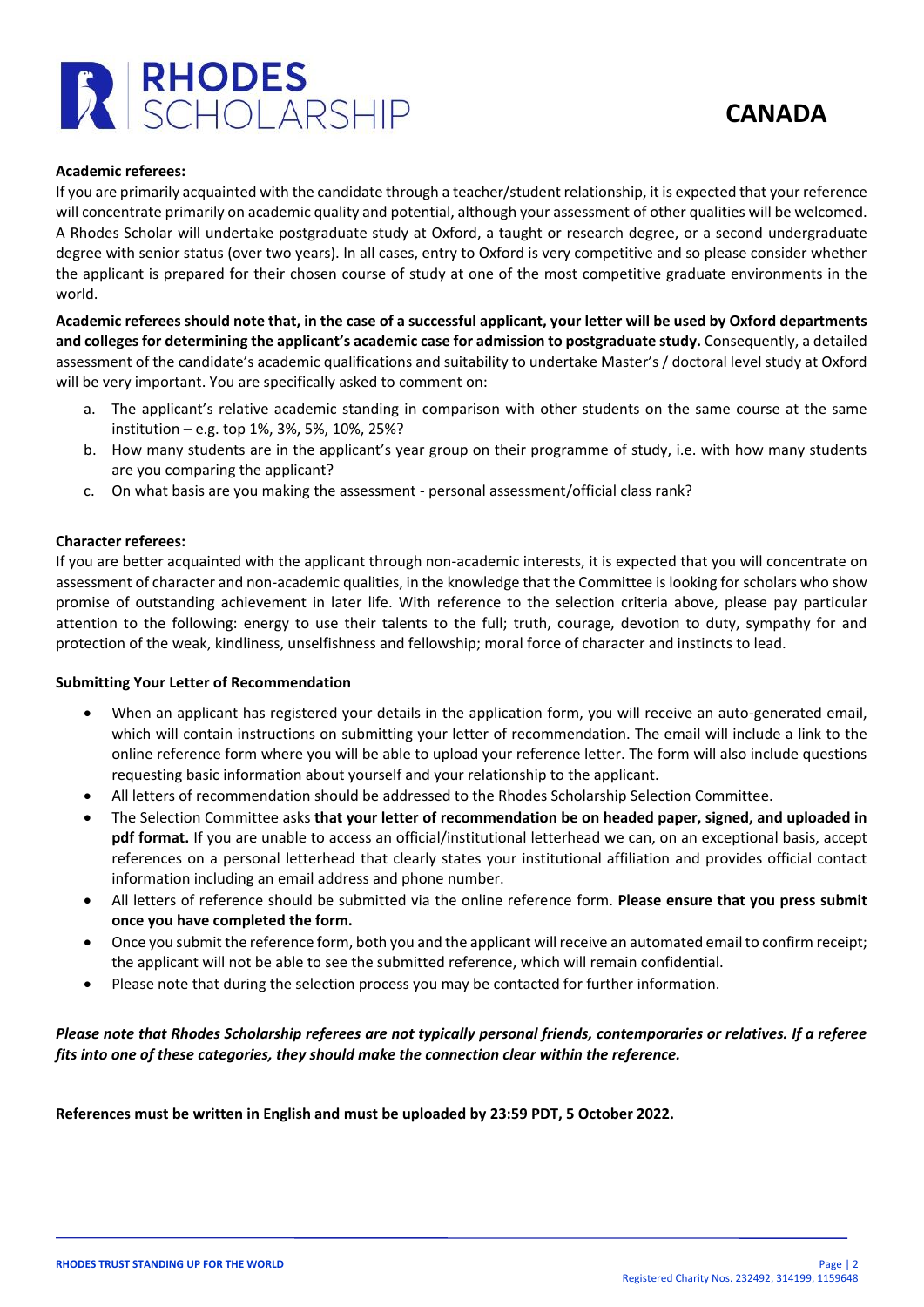**Academic referees:**

If you are primarily acquainted with the candidate through a teacher/student relationship, it is expected that your reference will concentrate primarily on academic quality and potential, although your assessment of other qualities will be welcomed. A Rhodes Scholar will undertake postgraduate study at Oxford, a taught or research degree, or a second undergraduate degree with senior status (over two years). In all cases, entry to Oxford is very competitive and so please consider whether the applicant is prepared for their chosen course of study at one of the most competitive graduate environments in the world.

**Academic referees should note that, in the case of a successful applicant, your letter will be used by Oxford departments and colleges for determining the applicant's academic case for admission to postgraduate study.** Consequently, a detailed assessment of the candidate's academic qualifications and suitability to undertake Master's / doctoral level study at Oxford will be very important. You are specifically asked to comment on:

a. The applicant's relative academic standing in comparison with other students on the same course at the same institution – e.g. top 1%, 3%, 5%, 10%, 25%?
b. How many students are in the applicant's year group on their programme of study, i.e. with how many students are you comparing the applicant?
c. On what basis are you making the assessment - personal assessment/official class rank?

**Character referees:**

If you are better acquainted with the applicant through non-academic interests, it is expected that you will concentrate on assessment of character and non-academic qualities, in the knowledge that the Committee is looking for scholars who show promise of outstanding achievement in later life. With reference to the selection criteria above, please pay particular attention to the following: energy to use their talents to the full; truth, courage, devotion to duty, sympathy for and protection of the weak, kindliness, unselfishness and fellowship; moral force of character and instincts to lead.

**Submitting Your Letter of Recommendation**

- When an applicant has registered your details in the application form, you will receive an auto-generated email, which will contain instructions on submitting your letter of recommendation. The email will include a link to the online reference form where you will be able to upload your reference letter. The form will also include questions requesting basic information about yourself and your relationship to the applicant.
- All letters of recommendation should be addressed to the Rhodes Scholarship Selection Committee.
- The Selection Committee asks **that your letter of recommendation be on headed paper, signed, and uploaded in pdf format.** If you are unable to access an official/institutional letterhead we can, on an exceptional basis, accept references on a personal letterhead that clearly states your institutional affiliation and provides official contact information including an email address and phone number.
- All letters of reference should be submitted via the online reference form. **Please ensure that you press submit once you have completed the form.**
- Once you submit the reference form, both you and the applicant will receive an automated email to confirm receipt; the applicant will not be able to see the submitted reference, which will remain confidential.
- Please note that during the selection process you may be contacted for further information.

***Please note that Rhodes Scholarship referees are not typically personal friends, contemporaries or relatives. If a referee fits into one of these categories, they should make the connection clear within the reference.***

**References must be written in English and must be uploaded by 23:59 PDT, 5 October 2022.**